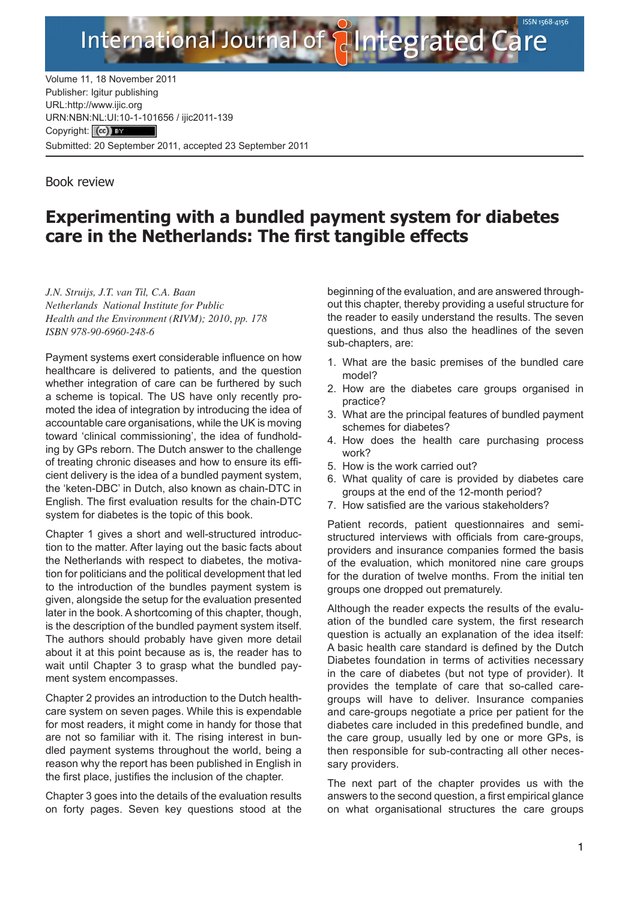Volume 11, 18 November 2011
Publisher: Igitur publishing
URL:http://www.ijic.org
URN:NBN:NL:UI:10-1-101656 / ijic2011-139
Copyright: (cc) BY
Submitted: 20 September 2011, accepted 23 September 2011

Book review

# Experimenting with a bundled payment system for diabetes care in the Netherlands: The first tangible effects

*J.N. Struijs, J.T. van Til, C.A. Baan*
*Netherlands National Institute for Public Health and the Environment (RIVM); 2010, pp. 178*
*ISBN 978-90-6960-248-6*

Payment systems exert considerable influence on how healthcare is delivered to patients, and the question whether integration of care can be furthered by such a scheme is topical. The US have only recently promoted the idea of integration by introducing the idea of accountable care organisations, while the UK is moving toward 'clinical commissioning', the idea of fundholding by GPs reborn. The Dutch answer to the challenge of treating chronic diseases and how to ensure its efficient delivery is the idea of a bundled payment system, the 'keten-DBC' in Dutch, also known as chain-DTC in English. The first evaluation results for the chain-DTC system for diabetes is the topic of this book.

Chapter 1 gives a short and well-structured introduction to the matter. After laying out the basic facts about the Netherlands with respect to diabetes, the motivation for politicians and the political development that led to the introduction of the bundles payment system is given, alongside the setup for the evaluation presented later in the book. A shortcoming of this chapter, though, is the description of the bundled payment system itself. The authors should probably have given more detail about it at this point because as is, the reader has to wait until Chapter 3 to grasp what the bundled payment system encompasses.

Chapter 2 provides an introduction to the Dutch healthcare system on seven pages. While this is expendable for most readers, it might come in handy for those that are not so familiar with it. The rising interest in bundled payment systems throughout the world, being a reason why the report has been published in English in the first place, justifies the inclusion of the chapter.

Chapter 3 goes into the details of the evaluation results on forty pages. Seven key questions stood at the beginning of the evaluation, and are answered throughout this chapter, thereby providing a useful structure for the reader to easily understand the results. The seven questions, and thus also the headlines of the seven sub-chapters, are:

1. What are the basic premises of the bundled care model?
2. How are the diabetes care groups organised in practice?
3. What are the principal features of bundled payment schemes for diabetes?
4. How does the health care purchasing process work?
5. How is the work carried out?
6. What quality of care is provided by diabetes care groups at the end of the 12-month period?
7. How satisfied are the various stakeholders?

Patient records, patient questionnaires and semi-structured interviews with officials from care-groups, providers and insurance companies formed the basis of the evaluation, which monitored nine care groups for the duration of twelve months. From the initial ten groups one dropped out prematurely.

Although the reader expects the results of the evaluation of the bundled care system, the first research question is actually an explanation of the idea itself: A basic health care standard is defined by the Dutch Diabetes Federation in terms of activities necessary in the care of diabetes (but not type of provider). It provides the template of care that so-called care-groups will have to deliver. Insurance companies and care-groups negotiate a price per patient for the diabetes care included in this predefined bundle, and the care group, usually led by one or more GPs, is then responsible for sub-contracting all other necessary providers.

The next part of the chapter provides us with the answers to the second question, a first empirical glance on what organisational structures the care groups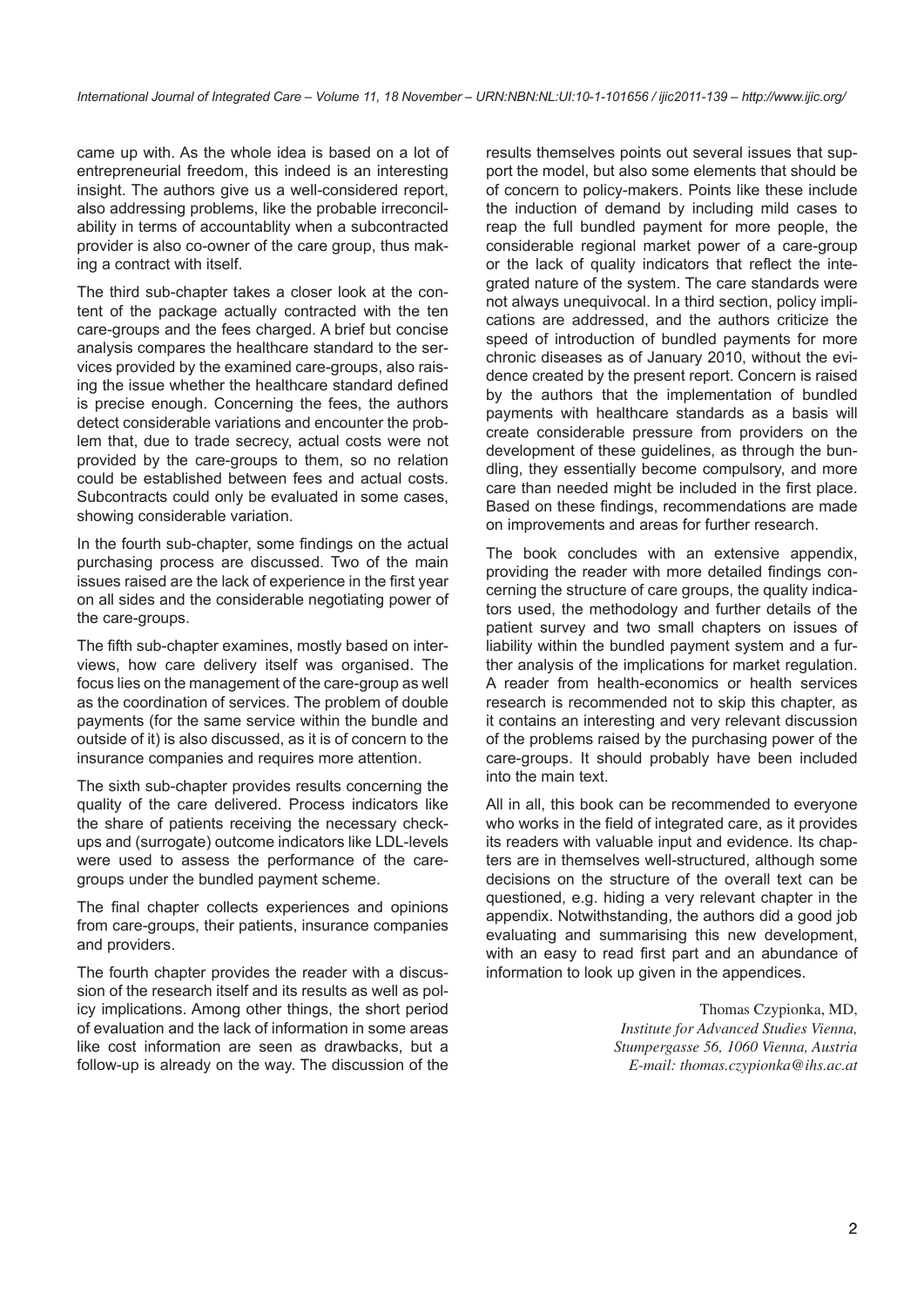came up with. As the whole idea is based on a lot of entrepreneurial freedom, this indeed is an interesting insight. The authors give us a well-considered report, also addressing problems, like the probable irreconcilability in terms of accountablity when a subcontracted provider is also co-owner of the care group, thus making a contract with itself.

The third sub-chapter takes a closer look at the content of the package actually contracted with the ten care-groups and the fees charged. A brief but concise analysis compares the healthcare standard to the services provided by the examined care-groups, also raising the issue whether the healthcare standard defined is precise enough. Concerning the fees, the authors detect considerable variations and encounter the problem that, due to trade secrecy, actual costs were not provided by the care-groups to them, so no relation could be established between fees and actual costs. Subcontracts could only be evaluated in some cases, showing considerable variation.

In the fourth sub-chapter, some findings on the actual purchasing process are discussed. Two of the main issues raised are the lack of experience in the first year on all sides and the considerable negotiating power of the care-groups.

The fifth sub-chapter examines, mostly based on interviews, how care delivery itself was organised. The focus lies on the management of the care-group as well as the coordination of services. The problem of double payments (for the same service within the bundle and outside of it) is also discussed, as it is of concern to the insurance companies and requires more attention.

The sixth sub-chapter provides results concerning the quality of the care delivered. Process indicators like the share of patients receiving the necessary check-ups and (surrogate) outcome indicators like LDL-levels were used to assess the performance of the care-groups under the bundled payment scheme.

The final chapter collects experiences and opinions from care-groups, their patients, insurance companies and providers.

The fourth chapter provides the reader with a discussion of the research itself and its results as well as policy implications. Among other things, the short period of evaluation and the lack of information in some areas like cost information are seen as drawbacks, but a follow-up is already on the way. The discussion of the results themselves points out several issues that support the model, but also some elements that should be of concern to policy-makers. Points like these include the induction of demand by including mild cases to reap the full bundled payment for more people, the considerable regional market power of a care-group or the lack of quality indicators that reflect the integrated nature of the system. The care standards were not always unequivocal. In a third section, policy implications are addressed, and the authors criticize the speed of introduction of bundled payments for more chronic diseases as of January 2010, without the evidence created by the present report. Concern is raised by the authors that the implementation of bundled payments with healthcare standards as a basis will create considerable pressure from providers on the development of these guidelines, as through the bundling, they essentially become compulsory, and more care than needed might be included in the first place. Based on these findings, recommendations are made on improvements and areas for further research.

The book concludes with an extensive appendix, providing the reader with more detailed findings concerning the structure of care groups, the quality indicators used, the methodology and further details of the patient survey and two small chapters on issues of liability within the bundled payment system and a further analysis of the implications for market regulation. A reader from health-economics or health services research is recommended not to skip this chapter, as it contains an interesting and very relevant discussion of the problems raised by the purchasing power of the care-groups. It should probably have been included into the main text.

All in all, this book can be recommended to everyone who works in the field of integrated care, as it provides its readers with valuable input and evidence. Its chapters are in themselves well-structured, although some decisions on the structure of the overall text can be questioned, e.g. hiding a very relevant chapter in the appendix. Notwithstanding, the authors did a good job evaluating and summarising this new development, with an easy to read first part and an abundance of information to look up given in the appendices.

Thomas Czypionka, MD,
*Institute for Advanced Studies Vienna,*
*Stumpergasse 56, 1060 Vienna, Austria*
*E-mail: thomas.czypionka@ihs.ac.at*